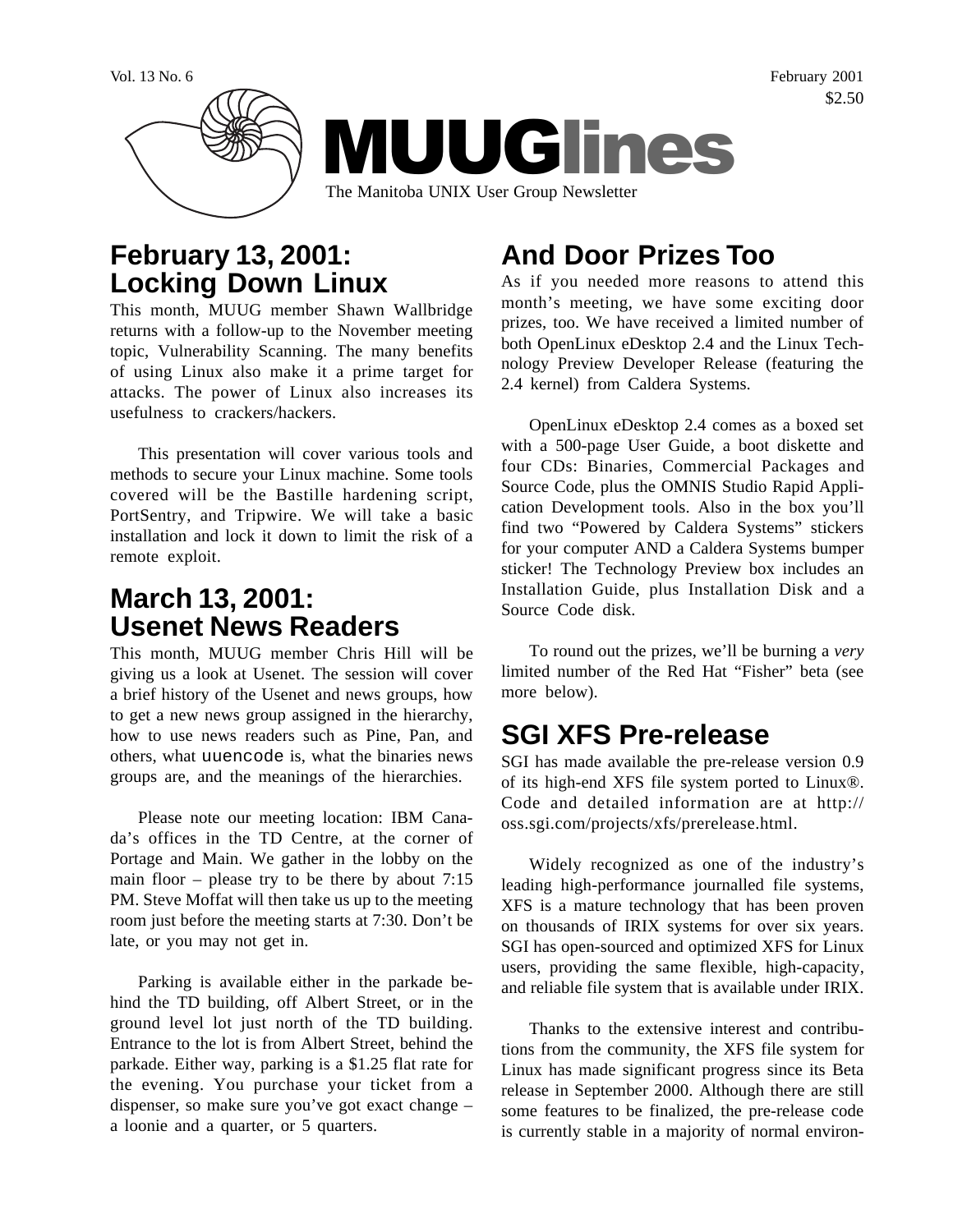Vol. 13 No. 6

February 2001

$2.50

# MUUGlines

The Manitoba UNIX User Group Newsletter

## February 13, 2001: Locking Down Linux

This month, MUUG member Shawn Wallbridge returns with a follow-up to the November meeting topic, Vulnerability Scanning. The many benefits of using Linux also make it a prime target for attacks. The power of Linux also increases its usefulness to crackers/hackers.

This presentation will cover various tools and methods to secure your Linux machine. Some tools covered will be the Bastille hardening script, PortSentry, and Tripwire. We will take a basic installation and lock it down to limit the risk of a remote exploit.

## March 13, 2001: Usenet News Readers

This month, MUUG member Chris Hill will be giving us a look at Usenet. The session will cover a brief history of the Usenet and news groups, how to get a new news group assigned in the hierarchy, how to use news readers such as Pine, Pan, and others, what `uuencode` is, what the binaries news groups are, and the meanings of the hierarchies.

Please note our meeting location: IBM Canada's offices in the TD Centre, at the corner of Portage and Main. We gather in the lobby on the main floor – please try to be there by about 7:15 PM. Steve Moffat will then take us up to the meeting room just before the meeting starts at 7:30. Don't be late, or you may not get in.

Parking is available either in the parkade behind the TD building, off Albert Street, or in the ground level lot just north of the TD building. Entrance to the lot is from Albert Street, behind the parkade. Either way, parking is a $1.25 flat rate for the evening. You purchase your ticket from a dispenser, so make sure you've got exact change – a loonie and a quarter, or 5 quarters.

## And Door Prizes Too

As if you needed more reasons to attend this month's meeting, we have some exciting door prizes, too. We have received a limited number of both OpenLinux eDesktop 2.4 and the Linux Technology Preview Developer Release (featuring the 2.4 kernel) from Caldera Systems.

OpenLinux eDesktop 2.4 comes as a boxed set with a 500-page User Guide, a boot diskette and four CDs: Binaries, Commercial Packages and Source Code, plus the OMNIS Studio Rapid Application Development tools. Also in the box you'll find two "Powered by Caldera Systems" stickers for your computer AND a Caldera Systems bumper sticker! The Technology Preview box includes an Installation Guide, plus Installation Disk and a Source Code disk.

To round out the prizes, we'll be burning a *very* limited number of the Red Hat "Fisher" beta (see more below).

## SGI XFS Pre-release

SGI has made available the pre-release version 0.9 of its high-end XFS file system ported to Linux®. Code and detailed information are at http://oss.sgi.com/projects/xfs/prerelease.html.

Widely recognized as one of the industry's leading high-performance journalled file systems, XFS is a mature technology that has been proven on thousands of IRIX systems for over six years. SGI has open-sourced and optimized XFS for Linux users, providing the same flexible, high-capacity, and reliable file system that is available under IRIX.

Thanks to the extensive interest and contributions from the community, the XFS file system for Linux has made significant progress since its Beta release in September 2000. Although there are still some features to be finalized, the pre-release code is currently stable in a majority of normal environ-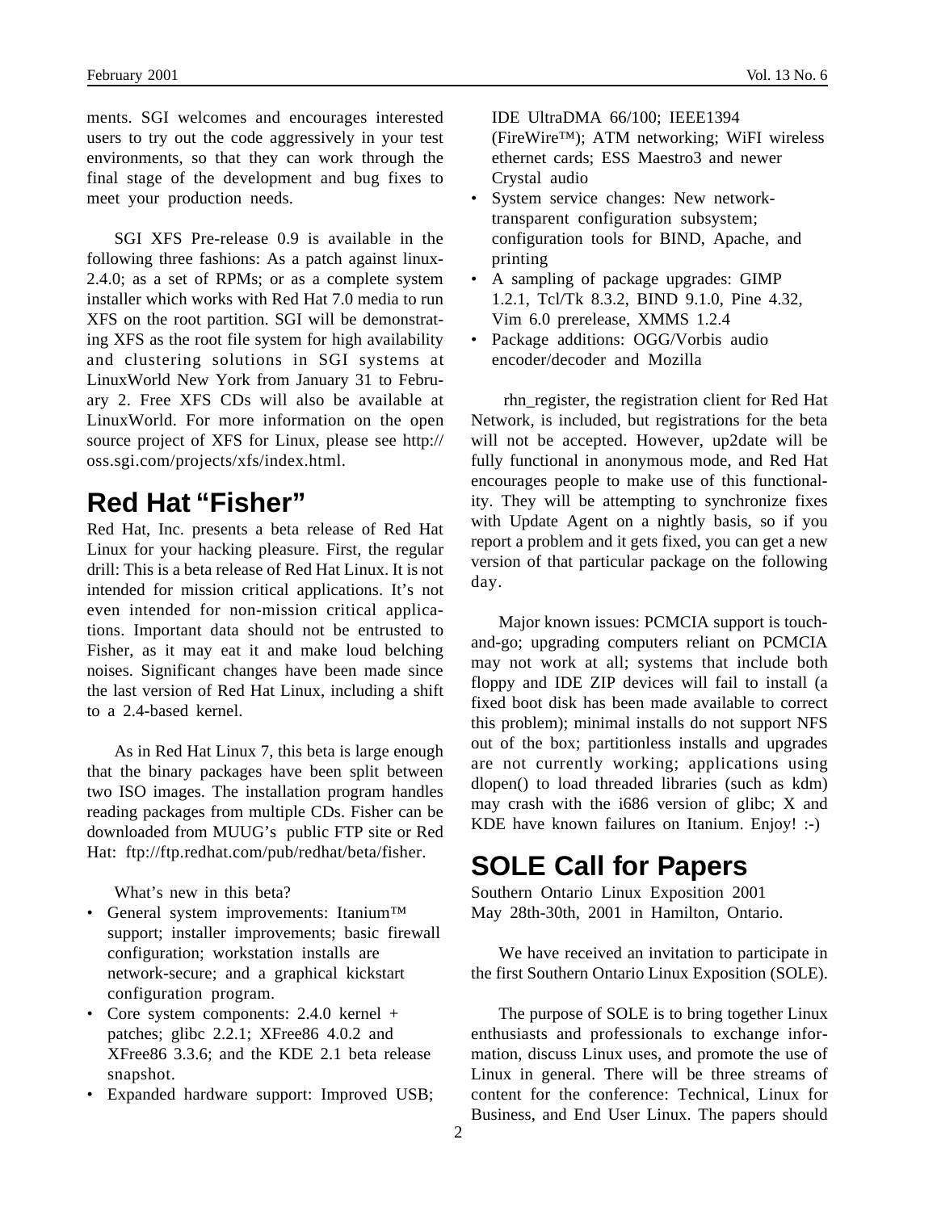ments. SGI welcomes and encourages interested users to try out the code aggressively in your test environments, so that they can work through the final stage of the development and bug fixes to meet your production needs.

SGI XFS Pre-release 0.9 is available in the following three fashions: As a patch against linux-2.4.0; as a set of RPMs; or as a complete system installer which works with Red Hat 7.0 media to run XFS on the root partition. SGI will be demonstrating XFS as the root file system for high availability and clustering solutions in SGI systems at LinuxWorld New York from January 31 to February 2. Free XFS CDs will also be available at LinuxWorld. For more information on the open source project of XFS for Linux, please see http://oss.sgi.com/projects/xfs/index.html.

## Red Hat "Fisher"

Red Hat, Inc. presents a beta release of Red Hat Linux for your hacking pleasure. First, the regular drill: This is a beta release of Red Hat Linux. It is not intended for mission critical applications. It's not even intended for non-mission critical applications. Important data should not be entrusted to Fisher, as it may eat it and make loud belching noises. Significant changes have been made since the last version of Red Hat Linux, including a shift to a 2.4-based kernel.

As in Red Hat Linux 7, this beta is large enough that the binary packages have been split between two ISO images. The installation program handles reading packages from multiple CDs. Fisher can be downloaded from MUUG's public FTP site or Red Hat: ftp://ftp.redhat.com/pub/redhat/beta/fisher.

What's new in this beta?

- General system improvements: Itanium™ support; installer improvements; basic firewall configuration; workstation installs are network-secure; and a graphical kickstart configuration program.
- Core system components: 2.4.0 kernel + patches; glibc 2.2.1; XFree86 4.0.2 and XFree86 3.3.6; and the KDE 2.1 beta release snapshot.
- Expanded hardware support: Improved USB; IDE UltraDMA 66/100; IEEE1394 (FireWire™); ATM networking; WiFI wireless ethernet cards; ESS Maestro3 and newer Crystal audio
- System service changes: New network-transparent configuration subsystem; configuration tools for BIND, Apache, and printing
- A sampling of package upgrades: GIMP 1.2.1, Tcl/Tk 8.3.2, BIND 9.1.0, Pine 4.32, Vim 6.0 prerelease, XMMS 1.2.4
- Package additions: OGG/Vorbis audio encoder/decoder and Mozilla

rhn_register, the registration client for Red Hat Network, is included, but registrations for the beta will not be accepted. However, up2date will be fully functional in anonymous mode, and Red Hat encourages people to make use of this functionality. They will be attempting to synchronize fixes with Update Agent on a nightly basis, so if you report a problem and it gets fixed, you can get a new version of that particular package on the following day.

Major known issues: PCMCIA support is touch-and-go; upgrading computers reliant on PCMCIA may not work at all; systems that include both floppy and IDE ZIP devices will fail to install (a fixed boot disk has been made available to correct this problem); minimal installs do not support NFS out of the box; partitionless installs and upgrades are not currently working; applications using dlopen() to load threaded libraries (such as kdm) may crash with the i686 version of glibc; X and KDE have known failures on Itanium. Enjoy! :-)

## SOLE Call for Papers

Southern Ontario Linux Exposition 2001
May 28th-30th, 2001 in Hamilton, Ontario.

We have received an invitation to participate in the first Southern Ontario Linux Exposition (SOLE).

The purpose of SOLE is to bring together Linux enthusiasts and professionals to exchange information, discuss Linux uses, and promote the use of Linux in general. There will be three streams of content for the conference: Technical, Linux for Business, and End User Linux. The papers should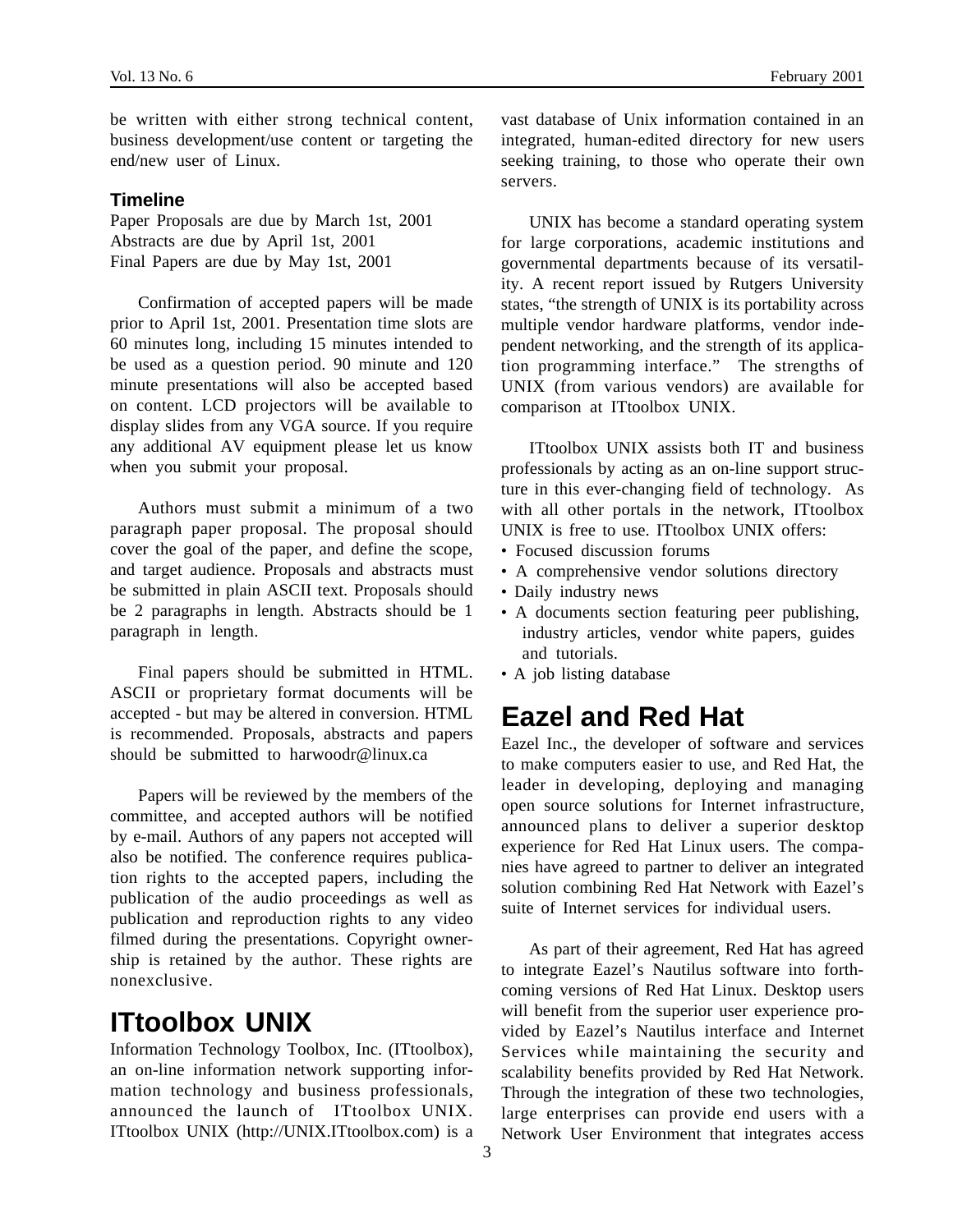be written with either strong technical content, business development/use content or targeting the end/new user of Linux.

### Timeline

Paper Proposals are due by March 1st, 2001
Abstracts are due by April 1st, 2001
Final Papers are due by May 1st, 2001

Confirmation of accepted papers will be made prior to April 1st, 2001. Presentation time slots are 60 minutes long, including 15 minutes intended to be used as a question period. 90 minute and 120 minute presentations will also be accepted based on content. LCD projectors will be available to display slides from any VGA source. If you require any additional AV equipment please let us know when you submit your proposal.

Authors must submit a minimum of a two paragraph paper proposal. The proposal should cover the goal of the paper, and define the scope, and target audience. Proposals and abstracts must be submitted in plain ASCII text. Proposals should be 2 paragraphs in length. Abstracts should be 1 paragraph in length.

Final papers should be submitted in HTML. ASCII or proprietary format documents will be accepted - but may be altered in conversion. HTML is recommended. Proposals, abstracts and papers should be submitted to harwoodr@linux.ca

Papers will be reviewed by the members of the committee, and accepted authors will be notified by e-mail. Authors of any papers not accepted will also be notified. The conference requires publication rights to the accepted papers, including the publication of the audio proceedings as well as publication and reproduction rights to any video filmed during the presentations. Copyright ownership is retained by the author. These rights are nonexclusive.

## ITtoolbox UNIX

Information Technology Toolbox, Inc. (ITtoolbox), an on-line information network supporting information technology and business professionals, announced the launch of ITtoolbox UNIX. ITtoolbox UNIX (http://UNIX.ITtoolbox.com) is a vast database of Unix information contained in an integrated, human-edited directory for new users seeking training, to those who operate their own servers.

UNIX has become a standard operating system for large corporations, academic institutions and governmental departments because of its versatility. A recent report issued by Rutgers University states, "the strength of UNIX is its portability across multiple vendor hardware platforms, vendor independent networking, and the strength of its application programming interface." The strengths of UNIX (from various vendors) are available for comparison at ITtoolbox UNIX.

ITtoolbox UNIX assists both IT and business professionals by acting as an on-line support structure in this ever-changing field of technology. As with all other portals in the network, ITtoolbox UNIX is free to use. ITtoolbox UNIX offers:

- Focused discussion forums
- A comprehensive vendor solutions directory
- Daily industry news
- A documents section featuring peer publishing, industry articles, vendor white papers, guides and tutorials.
- A job listing database

## Eazel and Red Hat

Eazel Inc., the developer of software and services to make computers easier to use, and Red Hat, the leader in developing, deploying and managing open source solutions for Internet infrastructure, announced plans to deliver a superior desktop experience for Red Hat Linux users. The companies have agreed to partner to deliver an integrated solution combining Red Hat Network with Eazel's suite of Internet services for individual users.

As part of their agreement, Red Hat has agreed to integrate Eazel's Nautilus software into forthcoming versions of Red Hat Linux. Desktop users will benefit from the superior user experience provided by Eazel's Nautilus interface and Internet Services while maintaining the security and scalability benefits provided by Red Hat Network. Through the integration of these two technologies, large enterprises can provide end users with a Network User Environment that integrates access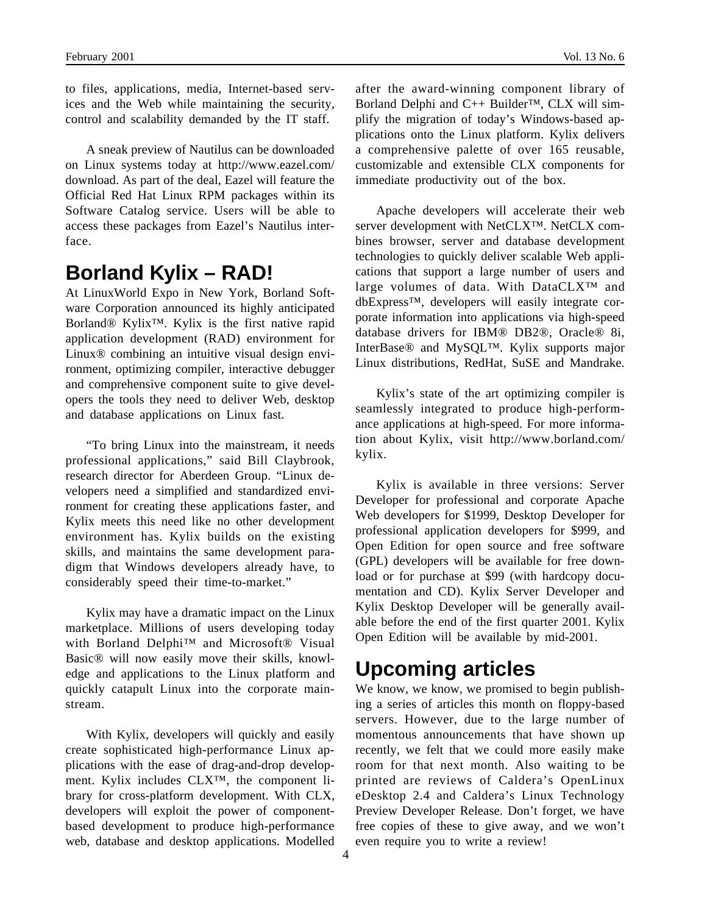to files, applications, media, Internet-based services and the Web while maintaining the security, control and scalability demanded by the IT staff.

A sneak preview of Nautilus can be downloaded on Linux systems today at http://www.eazel.com/download. As part of the deal, Eazel will feature the Official Red Hat Linux RPM packages within its Software Catalog service. Users will be able to access these packages from Eazel's Nautilus interface.

## Borland Kylix – RAD!

At LinuxWorld Expo in New York, Borland Software Corporation announced its highly anticipated Borland® Kylix™. Kylix is the first native rapid application development (RAD) environment for Linux® combining an intuitive visual design environment, optimizing compiler, interactive debugger and comprehensive component suite to give developers the tools they need to deliver Web, desktop and database applications on Linux fast.

"To bring Linux into the mainstream, it needs professional applications," said Bill Claybrook, research director for Aberdeen Group. "Linux developers need a simplified and standardized environment for creating these applications faster, and Kylix meets this need like no other development environment has. Kylix builds on the existing skills, and maintains the same development paradigm that Windows developers already have, to considerably speed their time-to-market."

Kylix may have a dramatic impact on the Linux marketplace. Millions of users developing today with Borland Delphi™ and Microsoft® Visual Basic® will now easily move their skills, knowledge and applications to the Linux platform and quickly catapult Linux into the corporate mainstream.

With Kylix, developers will quickly and easily create sophisticated high-performance Linux applications with the ease of drag-and-drop development. Kylix includes CLX™, the component library for cross-platform development. With CLX, developers will exploit the power of component-based development to produce high-performance web, database and desktop applications. Modelled after the award-winning component library of Borland Delphi and C++ Builder™, CLX will simplify the migration of today's Windows-based applications onto the Linux platform. Kylix delivers a comprehensive palette of over 165 reusable, customizable and extensible CLX components for immediate productivity out of the box.

Apache developers will accelerate their web server development with NetCLX™. NetCLX combines browser, server and database development technologies to quickly deliver scalable Web applications that support a large number of users and large volumes of data. With DataCLX™ and dbExpress™, developers will easily integrate corporate information into applications via high-speed database drivers for IBM® DB2®, Oracle® 8i, InterBase® and MySQL™. Kylix supports major Linux distributions, RedHat, SuSE and Mandrake.

Kylix's state of the art optimizing compiler is seamlessly integrated to produce high-performance applications at high-speed. For more information about Kylix, visit http://www.borland.com/kylix.

Kylix is available in three versions: Server Developer for professional and corporate Apache Web developers for $1999, Desktop Developer for professional application developers for $999, and Open Edition for open source and free software (GPL) developers will be available for free download or for purchase at $99 (with hardcopy documentation and CD). Kylix Server Developer and Kylix Desktop Developer will be generally available before the end of the first quarter 2001. Kylix Open Edition will be available by mid-2001.

## Upcoming articles

We know, we know, we promised to begin publishing a series of articles this month on floppy-based servers. However, due to the large number of momentous announcements that have shown up recently, we felt that we could more easily make room for that next month. Also waiting to be printed are reviews of Caldera's OpenLinux eDesktop 2.4 and Caldera's Linux Technology Preview Developer Release. Don't forget, we have free copies of these to give away, and we won't even require you to write a review!